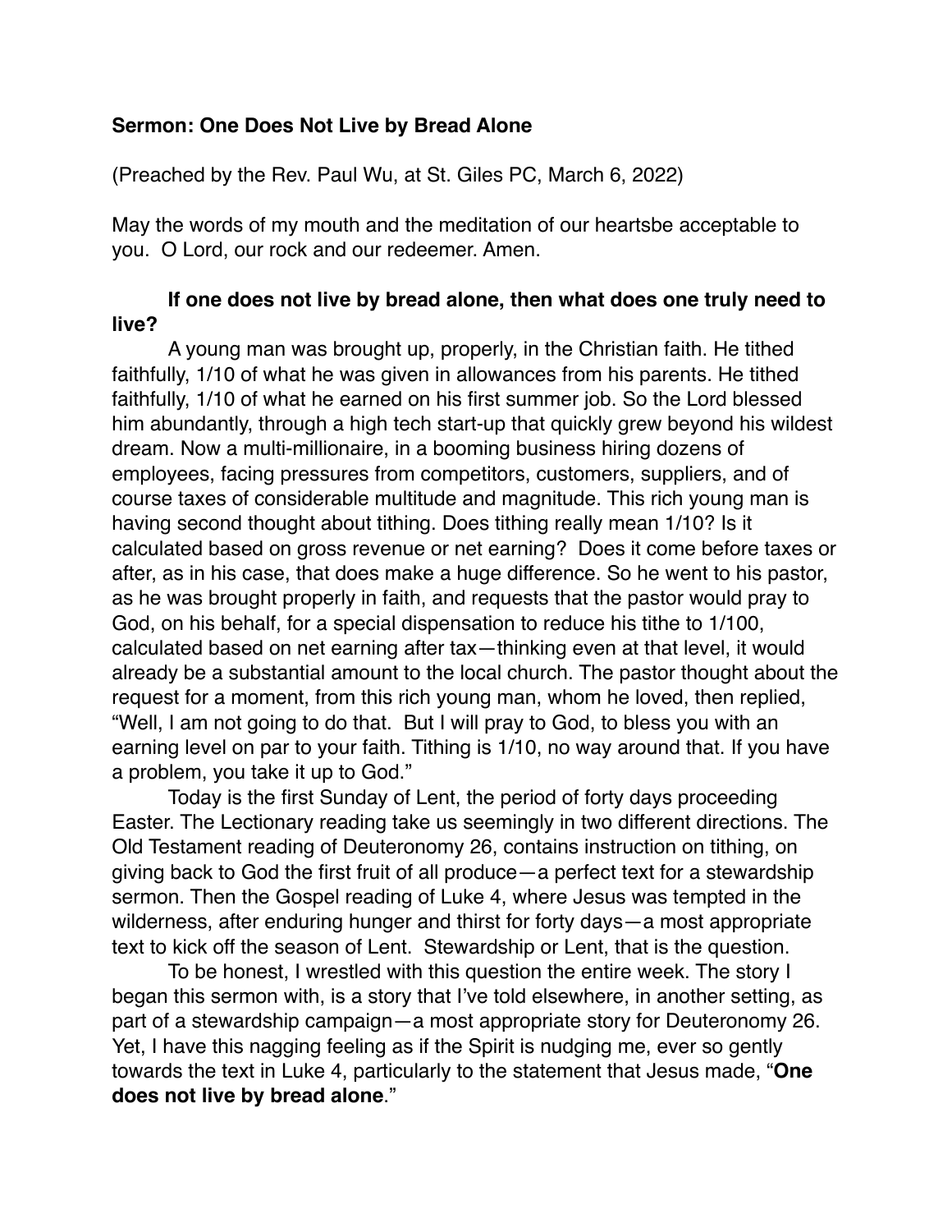**Sermon: One Does Not Live by Bread Alone**

(Preached by the Rev. Paul Wu, at St. Giles PC, March 6, 2022)

May the words of my mouth and the meditation of our heartsbe acceptable to you. O Lord, our rock and our redeemer. Amen.

**If one does not live by bread alone, then what does one truly need to live?**

A young man was brought up, properly, in the Christian faith. He tithed faithfully, 1/10 of what he was given in allowances from his parents. He tithed faithfully, 1/10 of what he earned on his first summer job. So the Lord blessed him abundantly, through a high tech start-up that quickly grew beyond his wildest dream. Now a multi-millionaire, in a booming business hiring dozens of employees, facing pressures from competitors, customers, suppliers, and of course taxes of considerable multitude and magnitude. This rich young man is having second thought about tithing. Does tithing really mean 1/10? Is it calculated based on gross revenue or net earning? Does it come before taxes or after, as in his case, that does make a huge difference. So he went to his pastor, as he was brought properly in faith, and requests that the pastor would pray to God, on his behalf, for a special dispensation to reduce his tithe to 1/100, calculated based on net earning after tax—thinking even at that level, it would already be a substantial amount to the local church. The pastor thought about the request for a moment, from this rich young man, whom he loved, then replied, "Well, I am not going to do that. But I will pray to God, to bless you with an earning level on par to your faith. Tithing is 1/10, no way around that. If you have a problem, you take it up to God."

Today is the first Sunday of Lent, the period of forty days proceeding Easter. The Lectionary reading take us seemingly in two different directions. The Old Testament reading of Deuteronomy 26, contains instruction on tithing, on giving back to God the first fruit of all produce—a perfect text for a stewardship sermon. Then the Gospel reading of Luke 4, where Jesus was tempted in the wilderness, after enduring hunger and thirst for forty days—a most appropriate text to kick off the season of Lent. Stewardship or Lent, that is the question.

To be honest, I wrestled with this question the entire week. The story I began this sermon with, is a story that I've told elsewhere, in another setting, as part of a stewardship campaign—a most appropriate story for Deuteronomy 26. Yet, I have this nagging feeling as if the Spirit is nudging me, ever so gently towards the text in Luke 4, particularly to the statement that Jesus made, "**One does not live by bread alone**."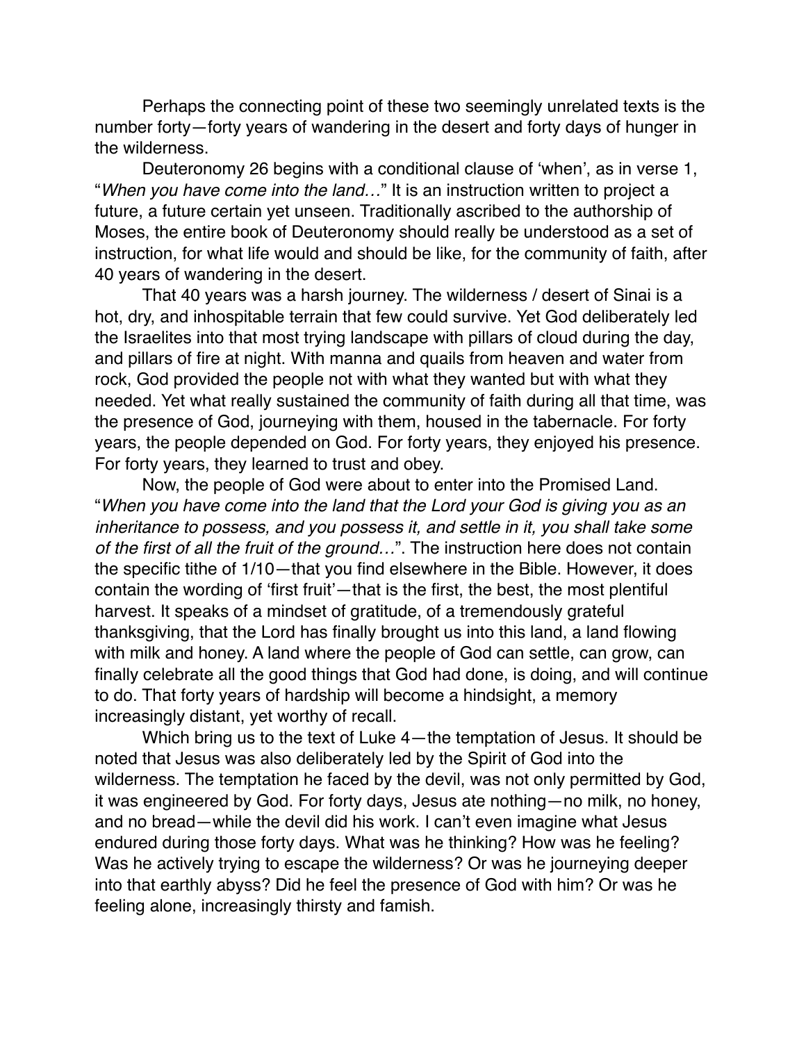Perhaps the connecting point of these two seemingly unrelated texts is the number forty—forty years of wandering in the desert and forty days of hunger in the wilderness.

Deuteronomy 26 begins with a conditional clause of 'when', as in verse 1, "*When you have come into the land…*" It is an instruction written to project a future, a future certain yet unseen. Traditionally ascribed to the authorship of Moses, the entire book of Deuteronomy should really be understood as a set of instruction, for what life would and should be like, for the community of faith, after 40 years of wandering in the desert.

That 40 years was a harsh journey. The wilderness / desert of Sinai is a hot, dry, and inhospitable terrain that few could survive. Yet God deliberately led the Israelites into that most trying landscape with pillars of cloud during the day, and pillars of fire at night. With manna and quails from heaven and water from rock, God provided the people not with what they wanted but with what they needed. Yet what really sustained the community of faith during all that time, was the presence of God, journeying with them, housed in the tabernacle. For forty years, the people depended on God. For forty years, they enjoyed his presence. For forty years, they learned to trust and obey.

Now, the people of God were about to enter into the Promised Land. "*When you have come into the land that the Lord your God is giving you as an inheritance to possess, and you possess it, and settle in it, you shall take some of the first of all the fruit of the ground…*". The instruction here does not contain the specific tithe of 1/10—that you find elsewhere in the Bible. However, it does contain the wording of 'first fruit'—that is the first, the best, the most plentiful harvest. It speaks of a mindset of gratitude, of a tremendously grateful thanksgiving, that the Lord has finally brought us into this land, a land flowing with milk and honey. A land where the people of God can settle, can grow, can finally celebrate all the good things that God had done, is doing, and will continue to do. That forty years of hardship will become a hindsight, a memory increasingly distant, yet worthy of recall.

Which bring us to the text of Luke 4—the temptation of Jesus. It should be noted that Jesus was also deliberately led by the Spirit of God into the wilderness. The temptation he faced by the devil, was not only permitted by God, it was engineered by God. For forty days, Jesus ate nothing—no milk, no honey, and no bread—while the devil did his work. I can't even imagine what Jesus endured during those forty days. What was he thinking? How was he feeling? Was he actively trying to escape the wilderness? Or was he journeying deeper into that earthly abyss? Did he feel the presence of God with him? Or was he feeling alone, increasingly thirsty and famish.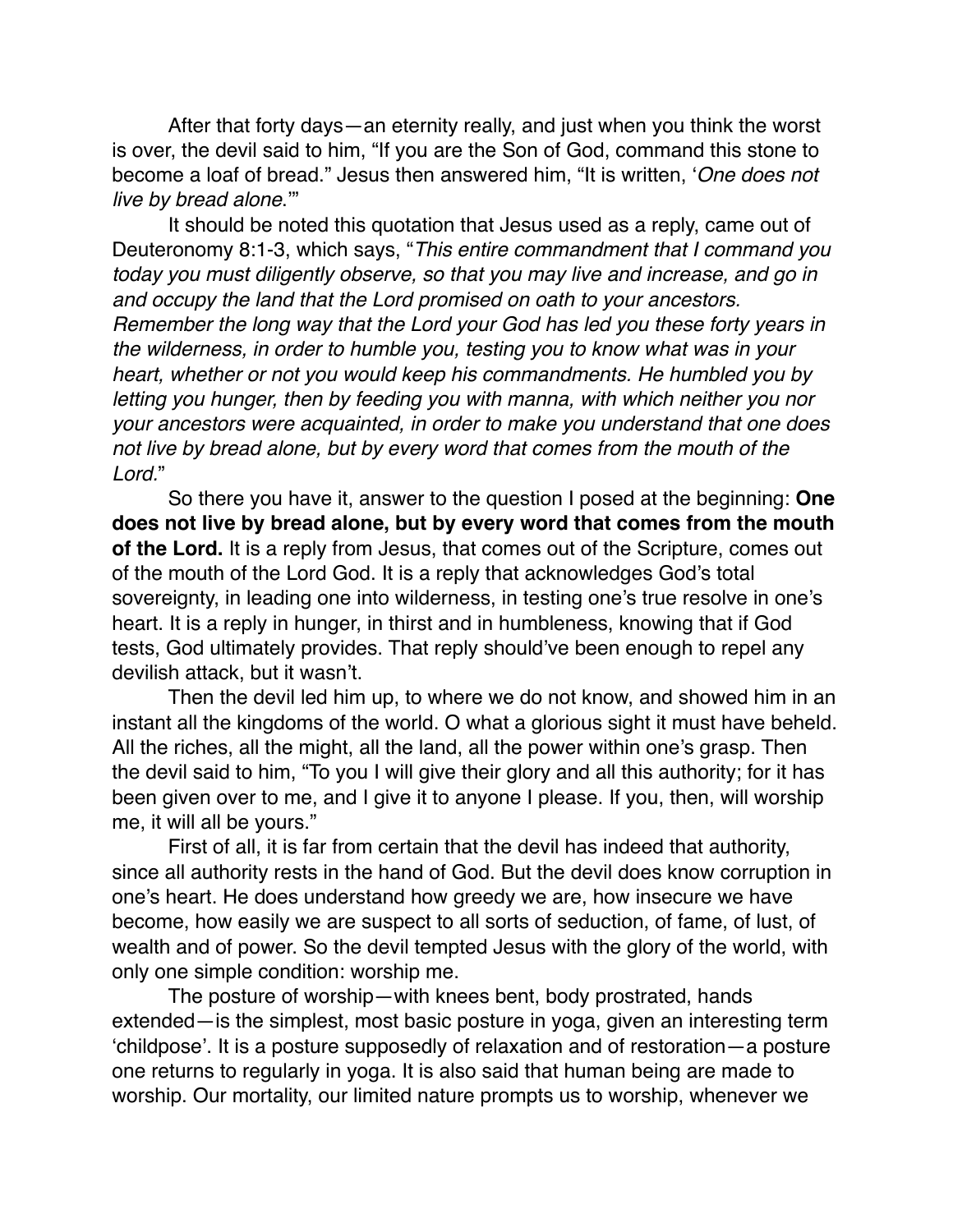After that forty days—an eternity really, and just when you think the worst is over, the devil said to him, "If you are the Son of God, command this stone to become a loaf of bread." Jesus then answered him, "It is written, '*One does not live by bread alone*.'"

It should be noted this quotation that Jesus used as a reply, came out of Deuteronomy 8:1-3, which says, "*This entire commandment that I command you today you must diligently observe, so that you may live and increase, and go in and occupy the land that the Lord promised on oath to your ancestors. Remember the long way that the Lord your God has led you these forty years in the wilderness, in order to humble you, testing you to know what was in your heart, whether or not you would keep his commandments. He humbled you by letting you hunger, then by feeding you with manna, with which neither you nor your ancestors were acquainted, in order to make you understand that one does not live by bread alone, but by every word that comes from the mouth of the Lord*."

So there you have it, answer to the question I posed at the beginning: **One does not live by bread alone, but by every word that comes from the mouth of the Lord.** It is a reply from Jesus, that comes out of the Scripture, comes out of the mouth of the Lord God. It is a reply that acknowledges God's total sovereignty, in leading one into wilderness, in testing one's true resolve in one's heart. It is a reply in hunger, in thirst and in humbleness, knowing that if God tests, God ultimately provides. That reply should've been enough to repel any devilish attack, but it wasn't.

Then the devil led him up, to where we do not know, and showed him in an instant all the kingdoms of the world. O what a glorious sight it must have beheld. All the riches, all the might, all the land, all the power within one's grasp. Then the devil said to him, "To you I will give their glory and all this authority; for it has been given over to me, and I give it to anyone I please. If you, then, will worship me, it will all be yours."

First of all, it is far from certain that the devil has indeed that authority, since all authority rests in the hand of God. But the devil does know corruption in one's heart. He does understand how greedy we are, how insecure we have become, how easily we are suspect to all sorts of seduction, of fame, of lust, of wealth and of power. So the devil tempted Jesus with the glory of the world, with only one simple condition: worship me.

The posture of worship—with knees bent, body prostrated, hands extended—is the simplest, most basic posture in yoga, given an interesting term 'childpose'. It is a posture supposedly of relaxation and of restoration—a posture one returns to regularly in yoga. It is also said that human being are made to worship. Our mortality, our limited nature prompts us to worship, whenever we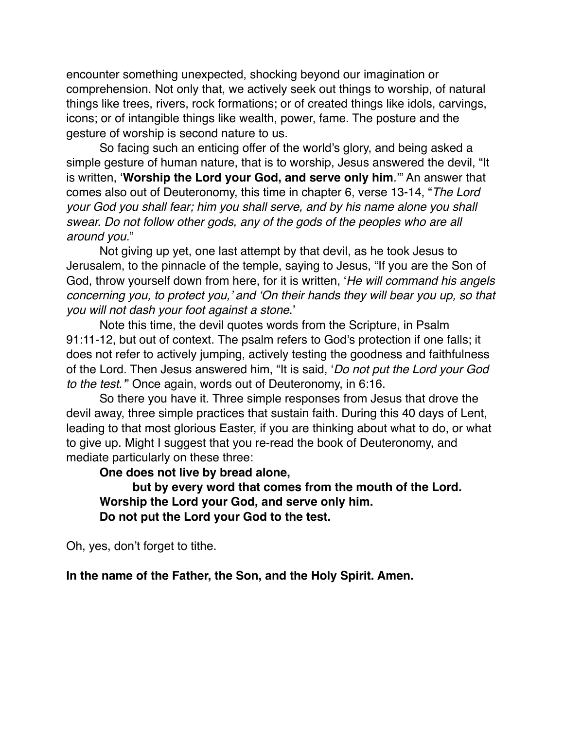encounter something unexpected, shocking beyond our imagination or comprehension. Not only that, we actively seek out things to worship, of natural things like trees, rivers, rock formations; or of created things like idols, carvings, icons; or of intangible things like wealth, power, fame. The posture and the gesture of worship is second nature to us.

So facing such an enticing offer of the world's glory, and being asked a simple gesture of human nature, that is to worship, Jesus answered the devil, "It is written, '**Worship the Lord your God, and serve only him**.'" An answer that comes also out of Deuteronomy, this time in chapter 6, verse 13-14, "*The Lord your God you shall fear; him you shall serve, and by his name alone you shall swear. Do not follow other gods, any of the gods of the peoples who are all around you.*"

Not giving up yet, one last attempt by that devil, as he took Jesus to Jerusalem, to the pinnacle of the temple, saying to Jesus, "If you are the Son of God, throw yourself down from here, for it is written, '*He will command his angels concerning you, to protect you,' and 'On their hands they will bear you up, so that you will not dash your foot against a stone.*'

Note this time, the devil quotes words from the Scripture, in Psalm 91:11-12, but out of context. The psalm refers to God's protection if one falls; it does not refer to actively jumping, actively testing the goodness and faithfulness of the Lord. Then Jesus answered him, "It is said, '*Do not put the Lord your God to the test.*" Once again, words out of Deuteronomy, in 6:16.

So there you have it. Three simple responses from Jesus that drove the devil away, three simple practices that sustain faith. During this 40 days of Lent, leading to that most glorious Easter, if you are thinking about what to do, or what to give up. Might I suggest that you re-read the book of Deuteronomy, and mediate particularly on these three:

**One does not live by bread alone,**
**but by every word that comes from the mouth of the Lord.**
**Worship the Lord your God, and serve only him.**
**Do not put the Lord your God to the test.**

Oh, yes, don't forget to tithe.

**In the name of the Father, the Son, and the Holy Spirit. Amen.**